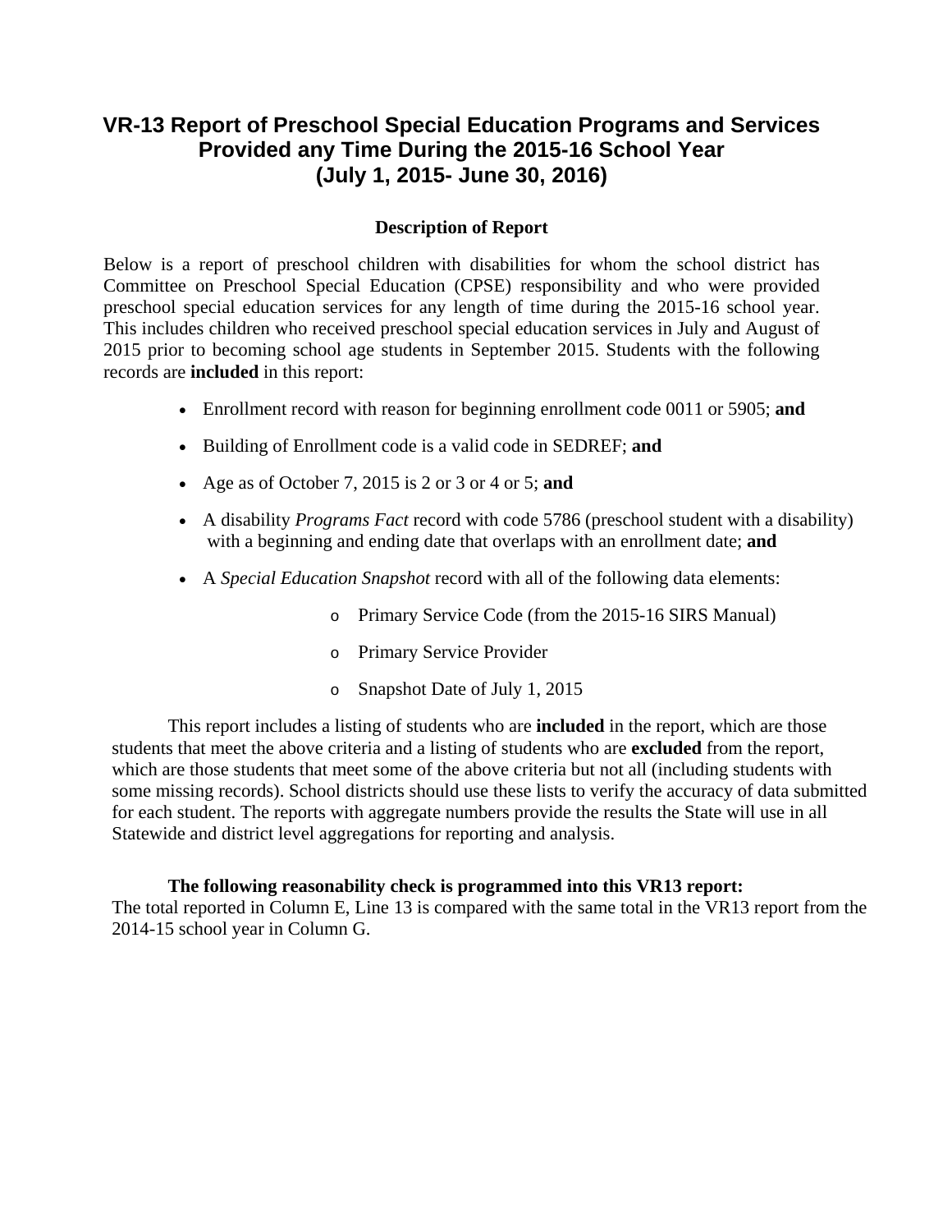# VR-13 Report of Preschool Special Education Programs and Services Provided any Time During the 2015-16 School Year (July 1, 2015- June 30, 2016)

### Description of Report

Below is a report of preschool children with disabilities for whom the school district has Committee on Preschool Special Education (CPSE) responsibility and who were provided preschool special education services for any length of time during the 2015-16 school year. This includes children who received preschool special education services in July and August of 2015 prior to becoming school age students in September 2015. Students with the following records are **included** in this report:

- Enrollment record with reason for beginning enrollment code 0011 or 5905; **and**
- Building of Enrollment code is a valid code in SEDREF; **and**
- Age as of October 7, 2015 is 2 or 3 or 4 or 5; **and**
- A disability *Programs Fact* record with code 5786 (preschool student with a disability) with a beginning and ending date that overlaps with an enrollment date; **and**
- A *Special Education Snapshot* record with all of the following data elements:
  - Primary Service Code (from the 2015-16 SIRS Manual)
  - Primary Service Provider
  - Snapshot Date of July 1, 2015

This report includes a listing of students who are **included** in the report, which are those students that meet the above criteria and a listing of students who are **excluded** from the report, which are those students that meet some of the above criteria but not all (including students with some missing records). School districts should use these lists to verify the accuracy of data submitted for each student. The reports with aggregate numbers provide the results the State will use in all Statewide and district level aggregations for reporting and analysis.

**The following reasonability check is programmed into this VR13 report:**
The total reported in Column E, Line 13 is compared with the same total in the VR13 report from the 2014-15 school year in Column G.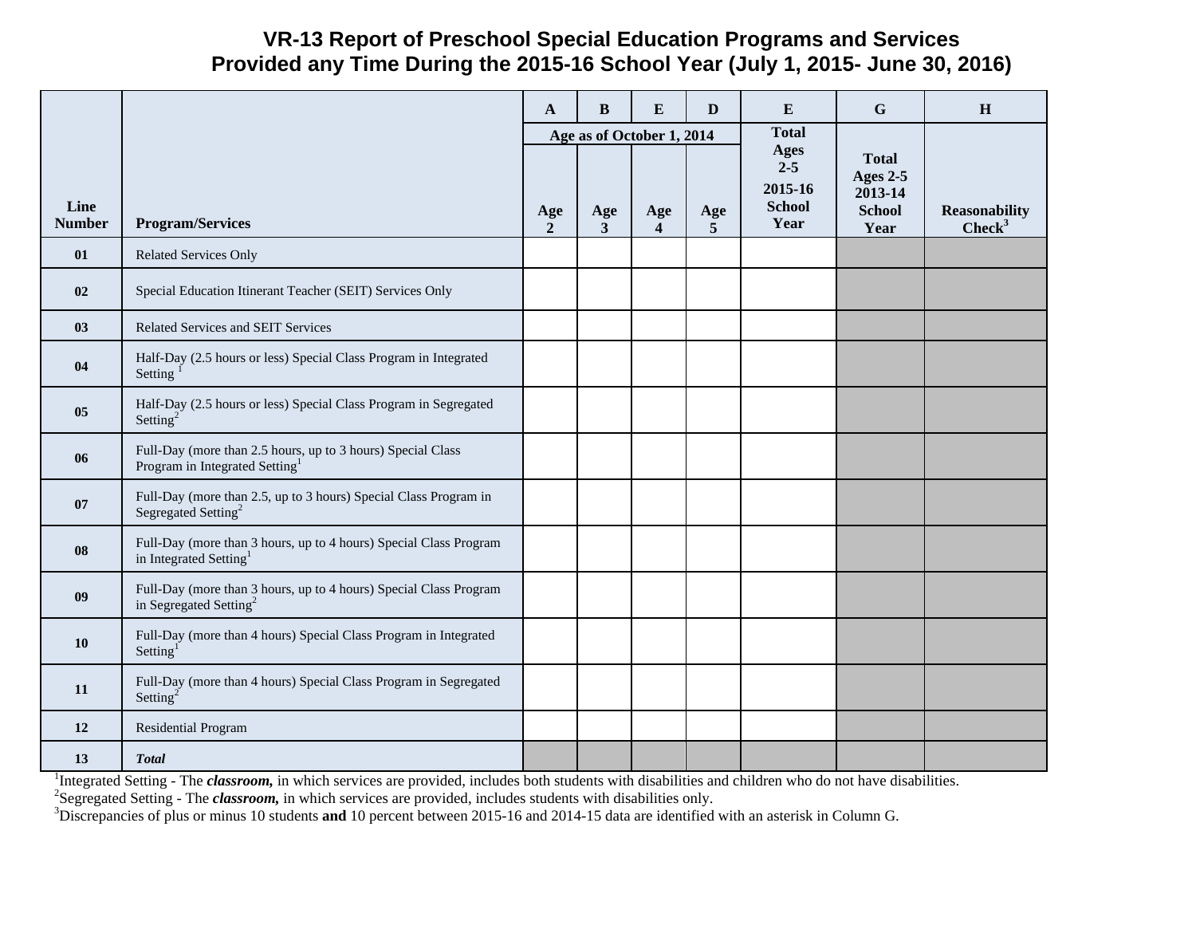# VR-13 Report of Preschool Special Education Programs and Services Provided any Time During the 2015-16 School Year (July 1, 2015- June 30, 2016)

| | | A | B | E | D | E | G | H |
|---|---|---|---|---|---|---|---|---|
| | | Age as of October 1, 2014 | | | | Total Ages 2-5 2015-16 School Year | Total Ages 2-5 2013-14 School Year | Reasonability Check[3] |
| Line Number | Program/Services | Age 2 | Age 3 | Age 4 | Age 5 | | | |
| 01 | Related Services Only | | | | | | | |
| 02 | Special Education Itinerant Teacher (SEIT) Services Only | | | | | | | |
| 03 | Related Services and SEIT Services | | | | | | | |
| 04 | Half-Day (2.5 hours or less) Special Class Program in Integrated Setting [1] | | | | | | | |
| 05 | Half-Day (2.5 hours or less) Special Class Program in Segregated Setting[2] | | | | | | | |
| 06 | Full-Day (more than 2.5 hours, up to 3 hours) Special Class Program in Integrated Setting[1] | | | | | | | |
| 07 | Full-Day (more than 2.5, up to 3 hours) Special Class Program in Segregated Setting[2] | | | | | | | |
| 08 | Full-Day (more than 3 hours, up to 4 hours) Special Class Program in Integrated Setting[1] | | | | | | | |
| 09 | Full-Day (more than 3 hours, up to 4 hours) Special Class Program in Segregated Setting[2] | | | | | | | |
| 10 | Full-Day (more than 4 hours) Special Class Program in Integrated Setting[1] | | | | | | | |
| 11 | Full-Day (more than 4 hours) Special Class Program in Segregated Setting[2] | | | | | | | |
| 12 | Residential Program | | | | | | | |
| 13 | ***Total*** | | | | | | | |

[1]Integrated Setting - The ***classroom,*** in which services are provided, includes both students with disabilities and children who do not have disabilities.
[2]Segregated Setting - The ***classroom,*** in which services are provided, includes students with disabilities only.
[3]Discrepancies of plus or minus 10 students **and** 10 percent between 2015-16 and 2014-15 data are identified with an asterisk in Column G.